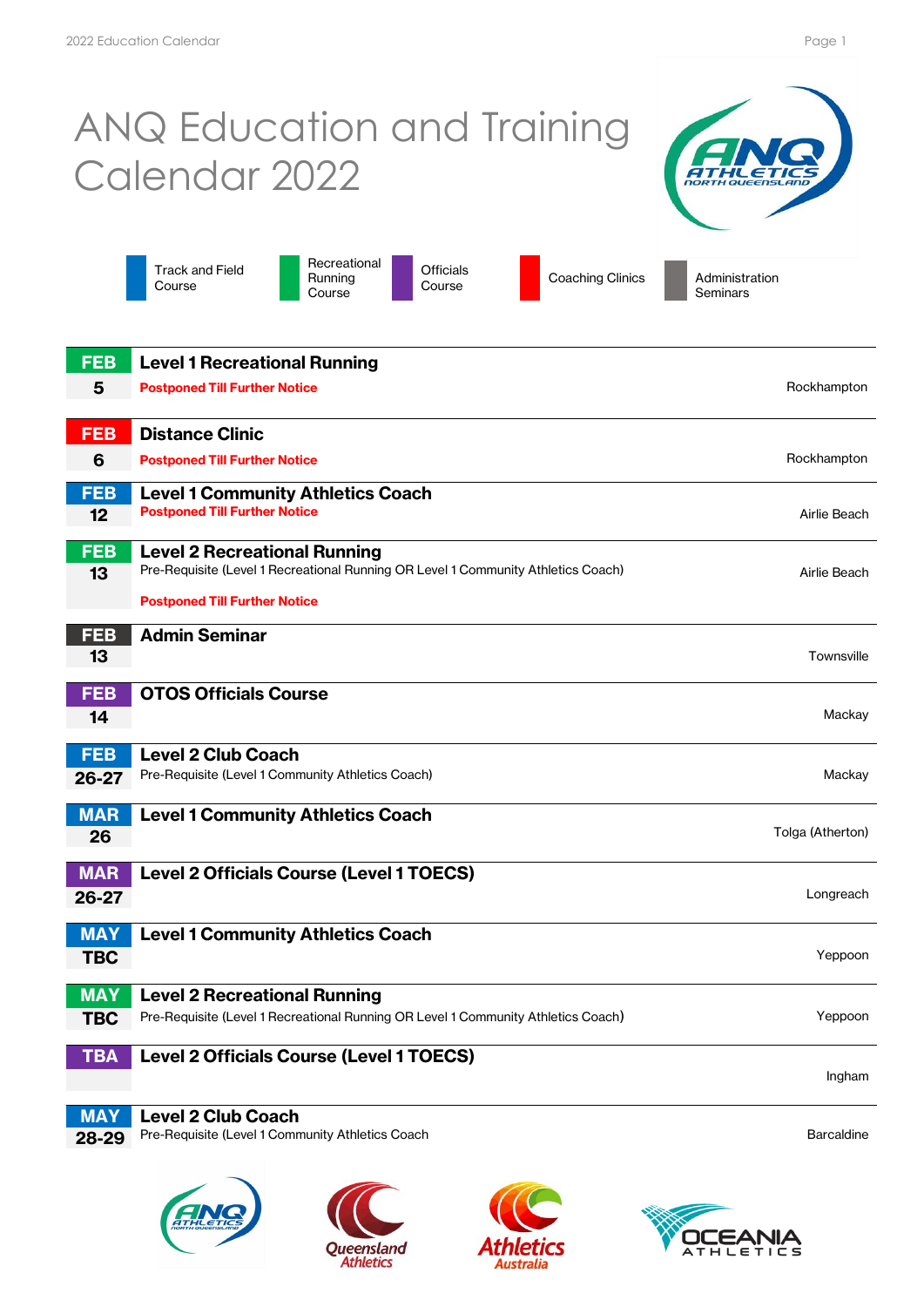# ANQ Education and Training Calendar 2022

Track and Field Course | Recreational Running Course | Officials Course | Coaching Clinics | Administration Seminars

| Date | Event | Location |
|---|---|---|
| FEB 5 | **Level 1 Recreational Running**<br>**Postponed Till Further Notice** | Rockhampton |
| FEB 6 | **Distance Clinic**<br>**Postponed Till Further Notice** | Rockhampton |
| FEB 12 | **Level 1 Community Athletics Coach**<br>**Postponed Till Further Notice** | Airlie Beach |
| FEB 13 | **Level 2 Recreational Running**<br>Pre-Requisite (Level 1 Recreational Running OR Level 1 Community Athletics Coach)<br>**Postponed Till Further Notice** | Airlie Beach |
| FEB 13 | **Admin Seminar** | Townsville |
| FEB 14 | **OTOS Officials Course** | Mackay |
| FEB 26-27 | **Level 2 Club Coach**<br>Pre-Requisite (Level 1 Community Athletics Coach) | Mackay |
| MAR 26 | **Level 1 Community Athletics Coach** | Tolga (Atherton) |
| MAR 26-27 | **Level 2 Officials Course (Level 1 TOECS)** | Longreach |
| MAY TBC | **Level 1 Community Athletics Coach** | Yeppoon |
| MAY TBC | **Level 2 Recreational Running**<br>Pre-Requisite (Level 1 Recreational Running OR Level 1 Community Athletics Coach) | Yeppoon |
| TBA | **Level 2 Officials Course (Level 1 TOECS)** | Ingham |
| MAY 28-29 | **Level 2 Club Coach**<br>Pre-Requisite (Level 1 Community Athletics Coach | Barcaldine |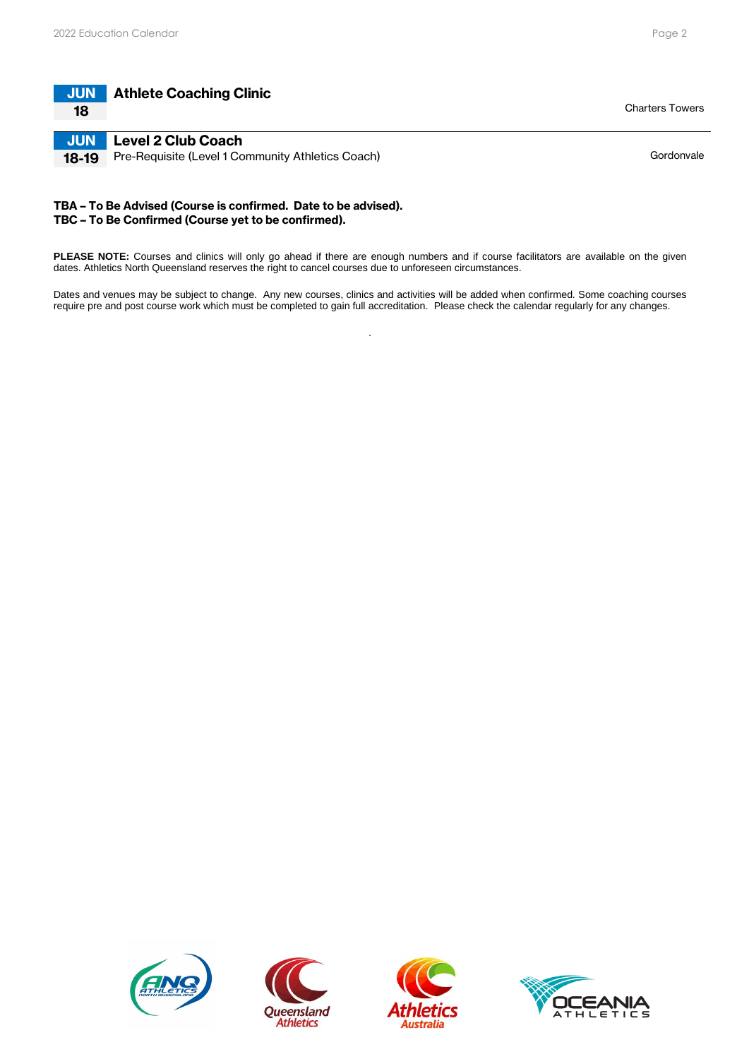**JUN 18** **Athlete Coaching Clinic**

Charters Towers

**JUN 18-19** **Level 2 Club Coach**

Pre-Requisite (Level 1 Community Athletics Coach)

Gordonvale

**TBA – To Be Advised (Course is confirmed. Date to be advised).**
**TBC – To Be Confirmed (Course yet to be confirmed).**

**PLEASE NOTE:** Courses and clinics will only go ahead if there are enough numbers and if course facilitators are available on the given dates. Athletics North Queensland reserves the right to cancel courses due to unforeseen circumstances.

Dates and venues may be subject to change. Any new courses, clinics and activities will be added when confirmed. Some coaching courses require pre and post course work which must be completed to gain full accreditation. Please check the calendar regularly for any changes.